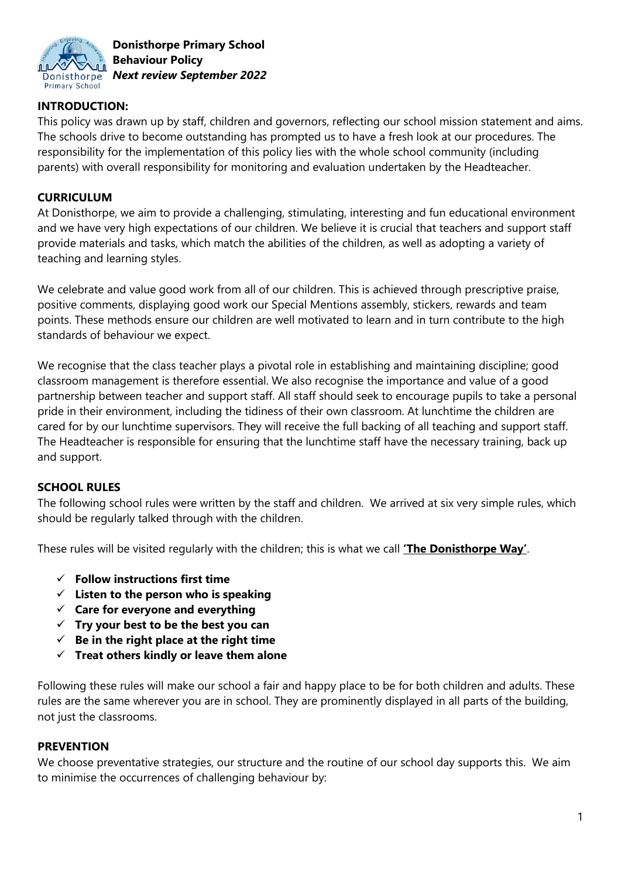**Donisthorpe Primary School**
**Behaviour Policy**
***Next review September 2022***

## INTRODUCTION:

This policy was drawn up by staff, children and governors, reflecting our school mission statement and aims. The schools drive to become outstanding has prompted us to have a fresh look at our procedures. The responsibility for the implementation of this policy lies with the whole school community (including parents) with overall responsibility for monitoring and evaluation undertaken by the Headteacher.

## CURRICULUM

At Donisthorpe, we aim to provide a challenging, stimulating, interesting and fun educational environment and we have very high expectations of our children. We believe it is crucial that teachers and support staff provide materials and tasks, which match the abilities of the children, as well as adopting a variety of teaching and learning styles.

We celebrate and value good work from all of our children. This is achieved through prescriptive praise, positive comments, displaying good work our Special Mentions assembly, stickers, rewards and team points. These methods ensure our children are well motivated to learn and in turn contribute to the high standards of behaviour we expect.

We recognise that the class teacher plays a pivotal role in establishing and maintaining discipline; good classroom management is therefore essential. We also recognise the importance and value of a good partnership between teacher and support staff. All staff should seek to encourage pupils to take a personal pride in their environment, including the tidiness of their own classroom. At lunchtime the children are cared for by our lunchtime supervisors. They will receive the full backing of all teaching and support staff. The Headteacher is responsible for ensuring that the lunchtime staff have the necessary training, back up and support.

## SCHOOL RULES

The following school rules were written by the staff and children. We arrived at six very simple rules, which should be regularly talked through with the children.

These rules will be visited regularly with the children; this is what we call **'The Donisthorpe Way'**.

- ✓ **Follow instructions first time**
- ✓ **Listen to the person who is speaking**
- ✓ **Care for everyone and everything**
- ✓ **Try your best to be the best you can**
- ✓ **Be in the right place at the right time**
- ✓ **Treat others kindly or leave them alone**

Following these rules will make our school a fair and happy place to be for both children and adults. These rules are the same wherever you are in school. They are prominently displayed in all parts of the building, not just the classrooms.

## PREVENTION

We choose preventative strategies, our structure and the routine of our school day supports this. We aim to minimise the occurrences of challenging behaviour by: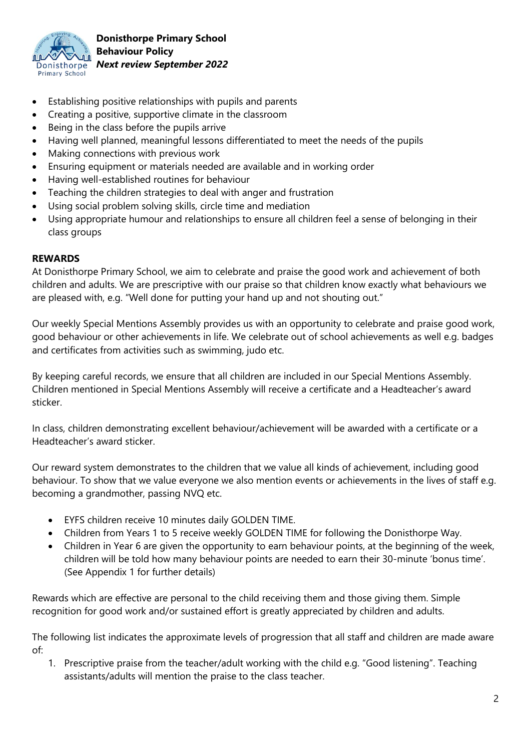- Establishing positive relationships with pupils and parents
- Creating a positive, supportive climate in the classroom
- Being in the class before the pupils arrive
- Having well planned, meaningful lessons differentiated to meet the needs of the pupils
- Making connections with previous work
- Ensuring equipment or materials needed are available and in working order
- Having well-established routines for behaviour
- Teaching the children strategies to deal with anger and frustration
- Using social problem solving skills, circle time and mediation
- Using appropriate humour and relationships to ensure all children feel a sense of belonging in their class groups

**REWARDS**

At Donisthorpe Primary School, we aim to celebrate and praise the good work and achievement of both children and adults. We are prescriptive with our praise so that children know exactly what behaviours we are pleased with, e.g. "Well done for putting your hand up and not shouting out."

Our weekly Special Mentions Assembly provides us with an opportunity to celebrate and praise good work, good behaviour or other achievements in life. We celebrate out of school achievements as well e.g. badges and certificates from activities such as swimming, judo etc.

By keeping careful records, we ensure that all children are included in our Special Mentions Assembly. Children mentioned in Special Mentions Assembly will receive a certificate and a Headteacher's award sticker.

In class, children demonstrating excellent behaviour/achievement will be awarded with a certificate or a Headteacher's award sticker.

Our reward system demonstrates to the children that we value all kinds of achievement, including good behaviour. To show that we value everyone we also mention events or achievements in the lives of staff e.g. becoming a grandmother, passing NVQ etc.

- EYFS children receive 10 minutes daily GOLDEN TIME.
- Children from Years 1 to 5 receive weekly GOLDEN TIME for following the Donisthorpe Way.
- Children in Year 6 are given the opportunity to earn behaviour points, at the beginning of the week, children will be told how many behaviour points are needed to earn their 30-minute 'bonus time'. (See Appendix 1 for further details)

Rewards which are effective are personal to the child receiving them and those giving them. Simple recognition for good work and/or sustained effort is greatly appreciated by children and adults.

The following list indicates the approximate levels of progression that all staff and children are made aware of:

1. Prescriptive praise from the teacher/adult working with the child e.g. "Good listening". Teaching assistants/adults will mention the praise to the class teacher.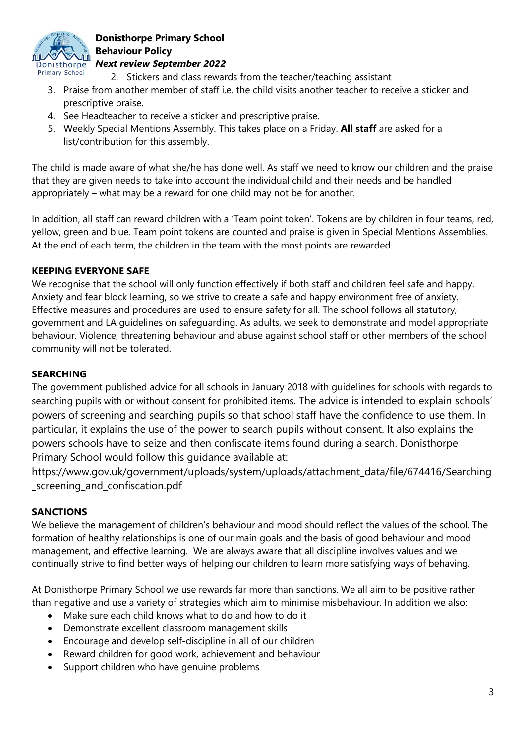2. Stickers and class rewards from the teacher/teaching assistant
3. Praise from another member of staff i.e. the child visits another teacher to receive a sticker and prescriptive praise.
4. See Headteacher to receive a sticker and prescriptive praise.
5. Weekly Special Mentions Assembly. This takes place on a Friday. **All staff** are asked for a list/contribution for this assembly.

The child is made aware of what she/he has done well. As staff we need to know our children and the praise that they are given needs to take into account the individual child and their needs and be handled appropriately – what may be a reward for one child may not be for another.

In addition, all staff can reward children with a 'Team point token'. Tokens are by children in four teams, red, yellow, green and blue. Team point tokens are counted and praise is given in Special Mentions Assemblies. At the end of each term, the children in the team with the most points are rewarded.

**KEEPING EVERYONE SAFE**

We recognise that the school will only function effectively if both staff and children feel safe and happy. Anxiety and fear block learning, so we strive to create a safe and happy environment free of anxiety. Effective measures and procedures are used to ensure safety for all. The school follows all statutory, government and LA guidelines on safeguarding. As adults, we seek to demonstrate and model appropriate behaviour. Violence, threatening behaviour and abuse against school staff or other members of the school community will not be tolerated.

**SEARCHING**

The government published advice for all schools in January 2018 with guidelines for schools with regards to searching pupils with or without consent for prohibited items. The advice is intended to explain schools' powers of screening and searching pupils so that school staff have the confidence to use them. In particular, it explains the use of the power to search pupils without consent. It also explains the powers schools have to seize and then confiscate items found during a search. Donisthorpe Primary School would follow this guidance available at:

https://www.gov.uk/government/uploads/system/uploads/attachment_data/file/674416/Searching_screening_and_confiscation.pdf

**SANCTIONS**

We believe the management of children's behaviour and mood should reflect the values of the school. The formation of healthy relationships is one of our main goals and the basis of good behaviour and mood management, and effective learning. We are always aware that all discipline involves values and we continually strive to find better ways of helping our children to learn more satisfying ways of behaving.

At Donisthorpe Primary School we use rewards far more than sanctions. We all aim to be positive rather than negative and use a variety of strategies which aim to minimise misbehaviour. In addition we also:

- Make sure each child knows what to do and how to do it
- Demonstrate excellent classroom management skills
- Encourage and develop self-discipline in all of our children
- Reward children for good work, achievement and behaviour
- Support children who have genuine problems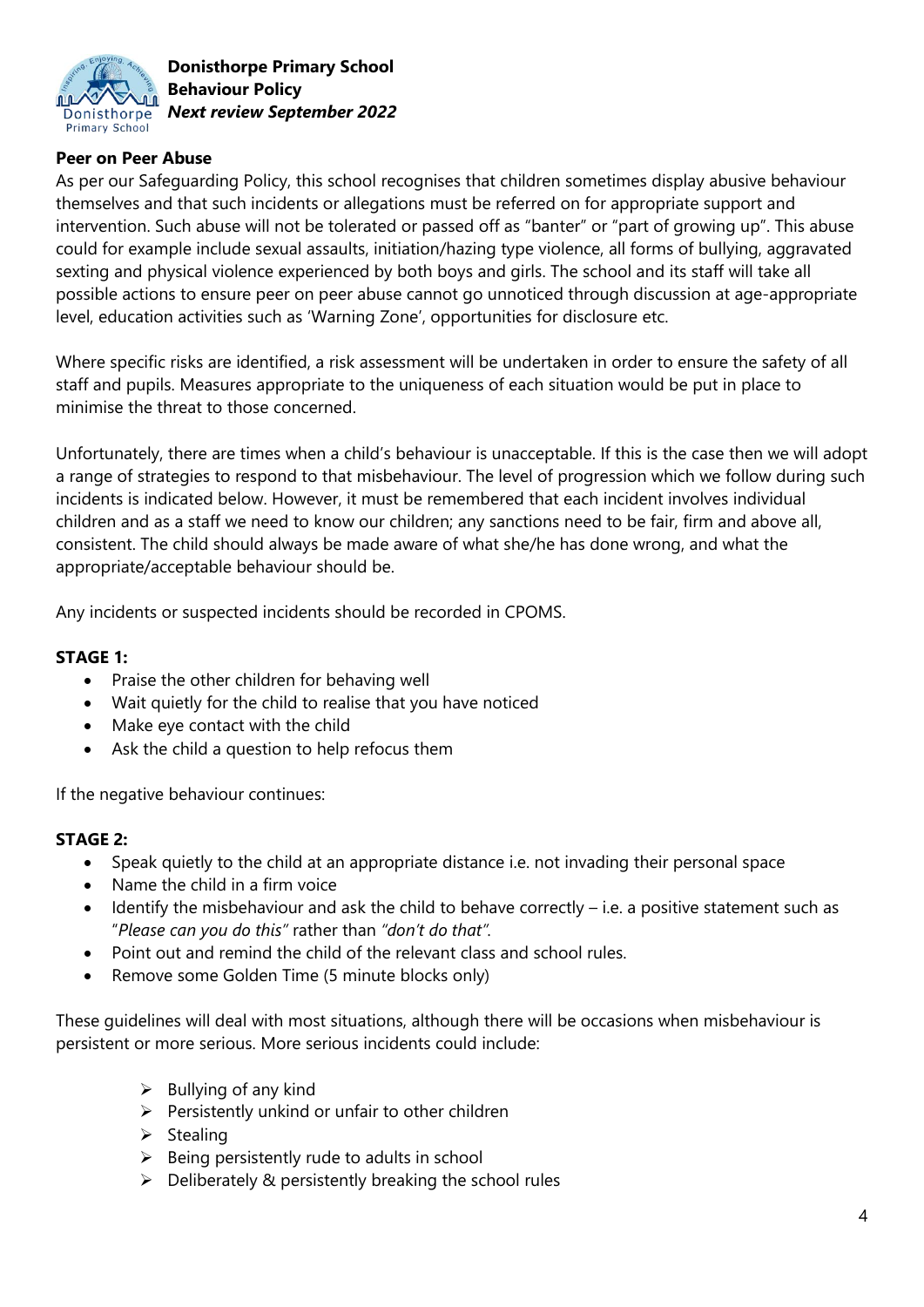### Peer on Peer Abuse

As per our Safeguarding Policy, this school recognises that children sometimes display abusive behaviour themselves and that such incidents or allegations must be referred on for appropriate support and intervention. Such abuse will not be tolerated or passed off as "banter" or "part of growing up". This abuse could for example include sexual assaults, initiation/hazing type violence, all forms of bullying, aggravated sexting and physical violence experienced by both boys and girls. The school and its staff will take all possible actions to ensure peer on peer abuse cannot go unnoticed through discussion at age-appropriate level, education activities such as 'Warning Zone', opportunities for disclosure etc.

Where specific risks are identified, a risk assessment will be undertaken in order to ensure the safety of all staff and pupils. Measures appropriate to the uniqueness of each situation would be put in place to minimise the threat to those concerned.

Unfortunately, there are times when a child's behaviour is unacceptable. If this is the case then we will adopt a range of strategies to respond to that misbehaviour. The level of progression which we follow during such incidents is indicated below. However, it must be remembered that each incident involves individual children and as a staff we need to know our children; any sanctions need to be fair, firm and above all, consistent. The child should always be made aware of what she/he has done wrong, and what the appropriate/acceptable behaviour should be.

Any incidents or suspected incidents should be recorded in CPOMS.

**STAGE 1:**

- Praise the other children for behaving well
- Wait quietly for the child to realise that you have noticed
- Make eye contact with the child
- Ask the child a question to help refocus them

If the negative behaviour continues:

**STAGE 2:**

- Speak quietly to the child at an appropriate distance i.e. not invading their personal space
- Name the child in a firm voice
- Identify the misbehaviour and ask the child to behave correctly – i.e. a positive statement such as "*Please can you do this"* rather than *"don't do that".*
- Point out and remind the child of the relevant class and school rules.
- Remove some Golden Time (5 minute blocks only)

These guidelines will deal with most situations, although there will be occasions when misbehaviour is persistent or more serious. More serious incidents could include:

- Bullying of any kind
- Persistently unkind or unfair to other children
- Stealing
- Being persistently rude to adults in school
- Deliberately & persistently breaking the school rules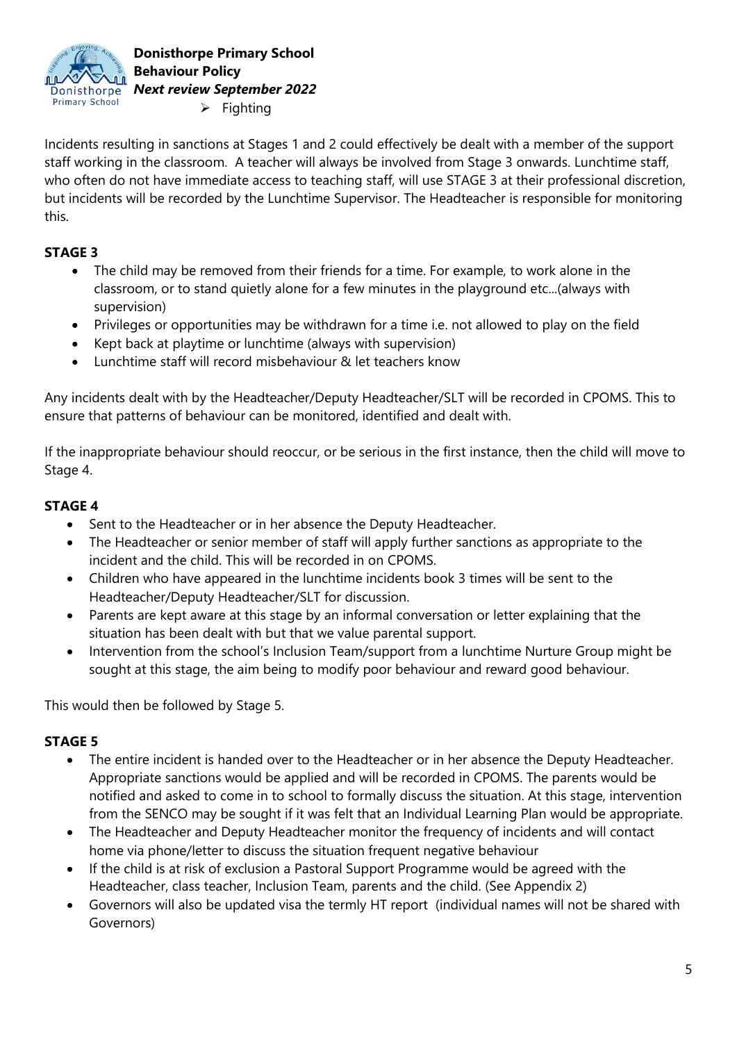- Fighting

Incidents resulting in sanctions at Stages 1 and 2 could effectively be dealt with a member of the support staff working in the classroom. A teacher will always be involved from Stage 3 onwards. Lunchtime staff, who often do not have immediate access to teaching staff, will use STAGE 3 at their professional discretion, but incidents will be recorded by the Lunchtime Supervisor. The Headteacher is responsible for monitoring this.

**STAGE 3**

- The child may be removed from their friends for a time. For example, to work alone in the classroom, or to stand quietly alone for a few minutes in the playground etc...(always with supervision)
- Privileges or opportunities may be withdrawn for a time i.e. not allowed to play on the field
- Kept back at playtime or lunchtime (always with supervision)
- Lunchtime staff will record misbehaviour & let teachers know

Any incidents dealt with by the Headteacher/Deputy Headteacher/SLT will be recorded in CPOMS. This to ensure that patterns of behaviour can be monitored, identified and dealt with.

If the inappropriate behaviour should reoccur, or be serious in the first instance, then the child will move to Stage 4.

**STAGE 4**

- Sent to the Headteacher or in her absence the Deputy Headteacher.
- The Headteacher or senior member of staff will apply further sanctions as appropriate to the incident and the child. This will be recorded in on CPOMS.
- Children who have appeared in the lunchtime incidents book 3 times will be sent to the Headteacher/Deputy Headteacher/SLT for discussion.
- Parents are kept aware at this stage by an informal conversation or letter explaining that the situation has been dealt with but that we value parental support.
- Intervention from the school's Inclusion Team/support from a lunchtime Nurture Group might be sought at this stage, the aim being to modify poor behaviour and reward good behaviour.

This would then be followed by Stage 5.

**STAGE 5**

- The entire incident is handed over to the Headteacher or in her absence the Deputy Headteacher. Appropriate sanctions would be applied and will be recorded in CPOMS. The parents would be notified and asked to come in to school to formally discuss the situation. At this stage, intervention from the SENCO may be sought if it was felt that an Individual Learning Plan would be appropriate.
- The Headteacher and Deputy Headteacher monitor the frequency of incidents and will contact home via phone/letter to discuss the situation frequent negative behaviour
- If the child is at risk of exclusion a Pastoral Support Programme would be agreed with the Headteacher, class teacher, Inclusion Team, parents and the child. (See Appendix 2)
- Governors will also be updated visa the termly HT report (individual names will not be shared with Governors)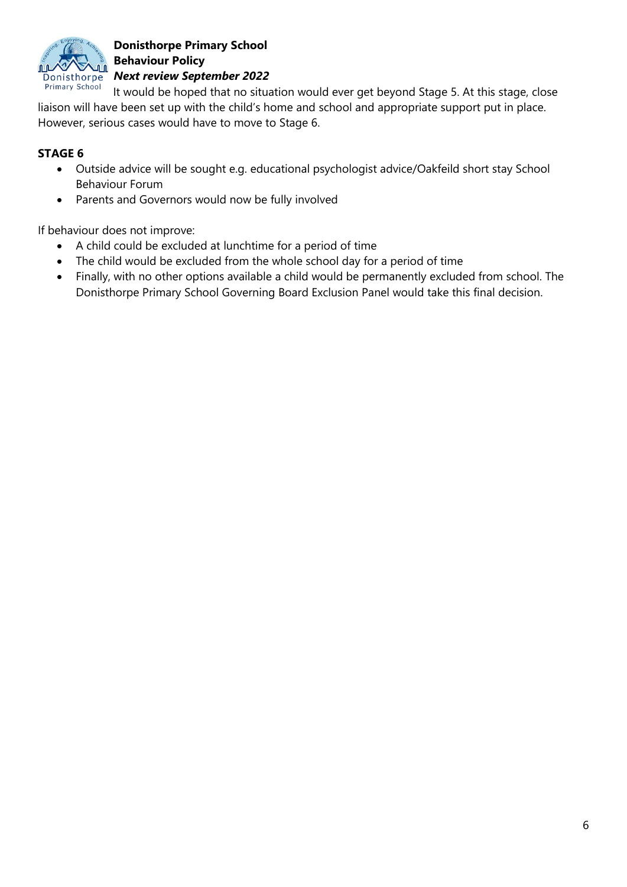It would be hoped that no situation would ever get beyond Stage 5. At this stage, close liaison will have been set up with the child's home and school and appropriate support put in place. However, serious cases would have to move to Stage 6.

**STAGE 6**

- Outside advice will be sought e.g. educational psychologist advice/Oakfeild short stay School Behaviour Forum
- Parents and Governors would now be fully involved

If behaviour does not improve:

- A child could be excluded at lunchtime for a period of time
- The child would be excluded from the whole school day for a period of time
- Finally, with no other options available a child would be permanently excluded from school. The Donisthorpe Primary School Governing Board Exclusion Panel would take this final decision.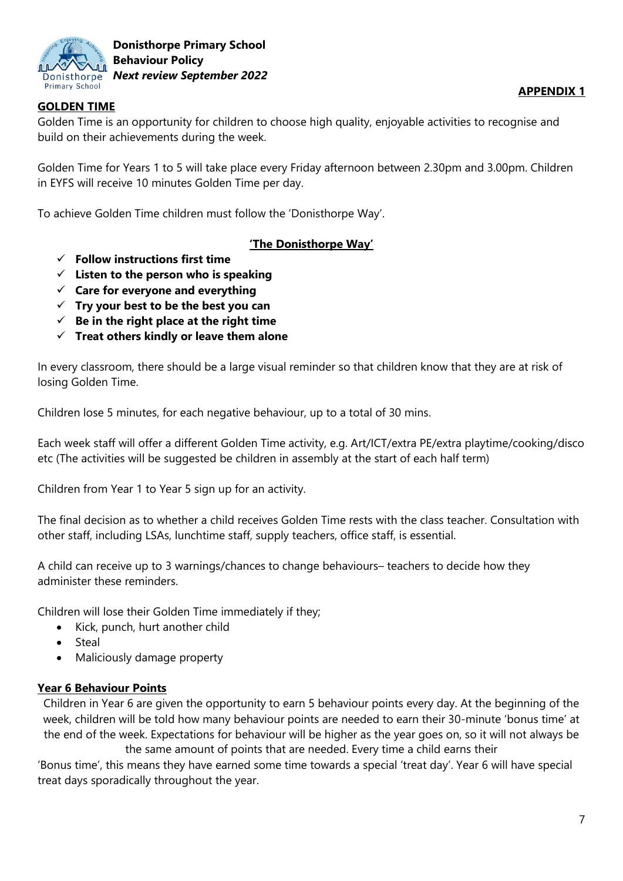**APPENDIX 1**

## GOLDEN TIME

Golden Time is an opportunity for children to choose high quality, enjoyable activities to recognise and build on their achievements during the week.

Golden Time for Years 1 to 5 will take place every Friday afternoon between 2.30pm and 3.00pm. Children in EYFS will receive 10 minutes Golden Time per day.

To achieve Golden Time children must follow the 'Donisthorpe Way'.

### 'The Donisthorpe Way'

- ✓ **Follow instructions first time**
- ✓ **Listen to the person who is speaking**
- ✓ **Care for everyone and everything**
- ✓ **Try your best to be the best you can**
- ✓ **Be in the right place at the right time**
- ✓ **Treat others kindly or leave them alone**

In every classroom, there should be a large visual reminder so that children know that they are at risk of losing Golden Time.

Children lose 5 minutes, for each negative behaviour, up to a total of 30 mins.

Each week staff will offer a different Golden Time activity, e.g. Art/ICT/extra PE/extra playtime/cooking/disco etc (The activities will be suggested be children in assembly at the start of each half term)

Children from Year 1 to Year 5 sign up for an activity.

The final decision as to whether a child receives Golden Time rests with the class teacher. Consultation with other staff, including LSAs, lunchtime staff, supply teachers, office staff, is essential.

A child can receive up to 3 warnings/chances to change behaviours– teachers to decide how they administer these reminders.

Children will lose their Golden Time immediately if they;

- Kick, punch, hurt another child
- Steal
- Maliciously damage property

## Year 6 Behaviour Points

Children in Year 6 are given the opportunity to earn 5 behaviour points every day. At the beginning of the week, children will be told how many behaviour points are needed to earn their 30-minute 'bonus time' at the end of the week. Expectations for behaviour will be higher as the year goes on, so it will not always be the same amount of points that are needed. Every time a child earns their 'Bonus time', this means they have earned some time towards a special 'treat day'. Year 6 will have special treat days sporadically throughout the year.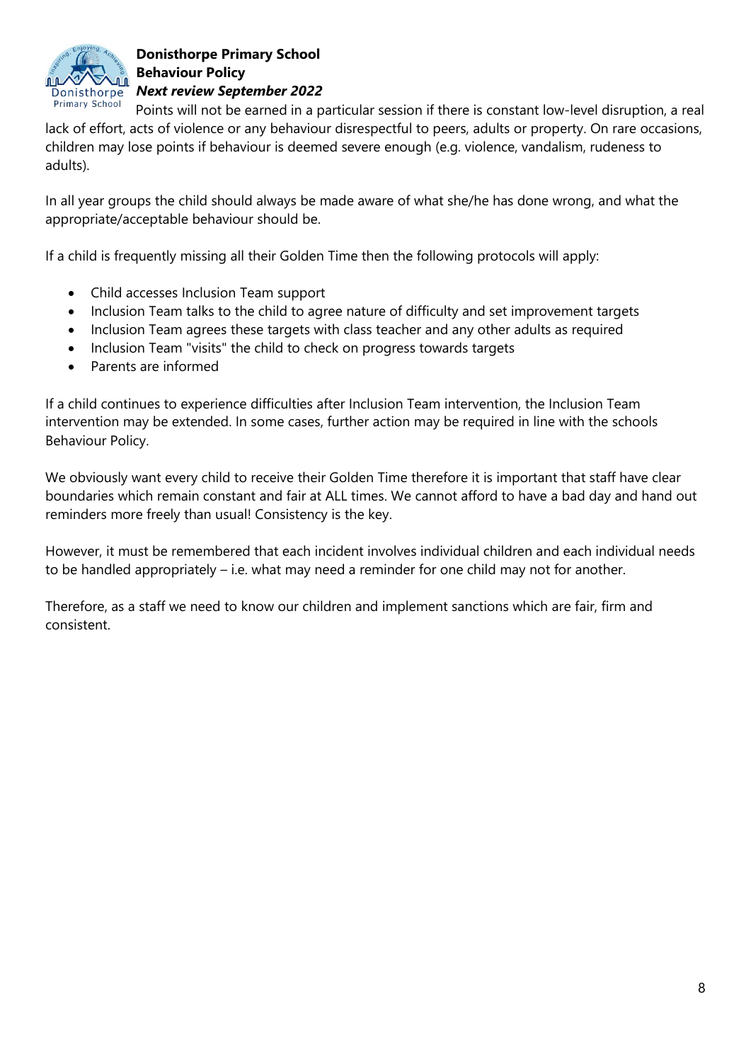Points will not be earned in a particular session if there is constant low-level disruption, a real lack of effort, acts of violence or any behaviour disrespectful to peers, adults or property. On rare occasions, children may lose points if behaviour is deemed severe enough (e.g. violence, vandalism, rudeness to adults).

In all year groups the child should always be made aware of what she/he has done wrong, and what the appropriate/acceptable behaviour should be.

If a child is frequently missing all their Golden Time then the following protocols will apply:

- Child accesses Inclusion Team support
- Inclusion Team talks to the child to agree nature of difficulty and set improvement targets
- Inclusion Team agrees these targets with class teacher and any other adults as required
- Inclusion Team "visits" the child to check on progress towards targets
- Parents are informed

If a child continues to experience difficulties after Inclusion Team intervention, the Inclusion Team intervention may be extended. In some cases, further action may be required in line with the schools Behaviour Policy.

We obviously want every child to receive their Golden Time therefore it is important that staff have clear boundaries which remain constant and fair at ALL times. We cannot afford to have a bad day and hand out reminders more freely than usual! Consistency is the key.

However, it must be remembered that each incident involves individual children and each individual needs to be handled appropriately – i.e. what may need a reminder for one child may not for another.

Therefore, as a staff we need to know our children and implement sanctions which are fair, firm and consistent.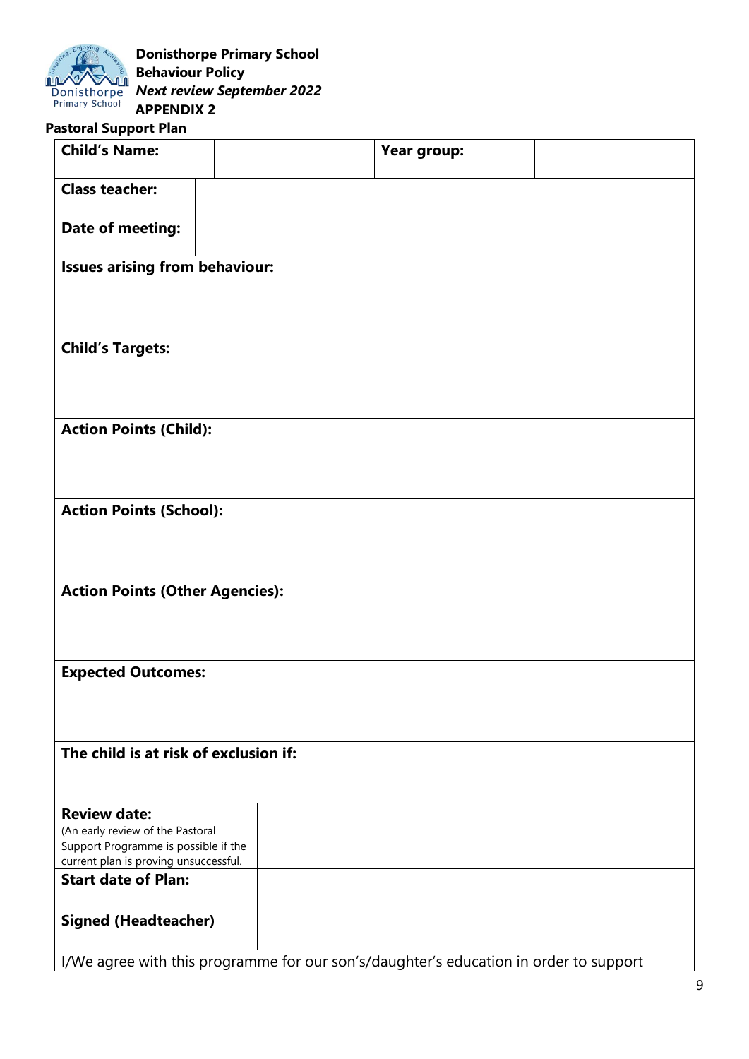**Donisthorpe Primary School**
**Behaviour Policy**
***Next review September 2022***
**APPENDIX 2**

**Pastoral Support Plan**

| **Child's Name:** | | **Year group:** | |
|---|---|---|---|
| **Class teacher:** | | | |
| **Date of meeting:** | | | |
| **Issues arising from behaviour:** | | | |
| **Child's Targets:** | | | |
| **Action Points (Child):** | | | |
| **Action Points (School):** | | | |
| **Action Points (Other Agencies):** | | | |
| **Expected Outcomes:** | | | |
| **The child is at risk of exclusion if:** | | | |
| **Review date:** (An early review of the Pastoral Support Programme is possible if the current plan is proving unsuccessful. | | | |
| **Start date of Plan:** | | | |
| **Signed (Headteacher)** | | | |
| I/We agree with this programme for our son's/daughter's education in order to support | | | |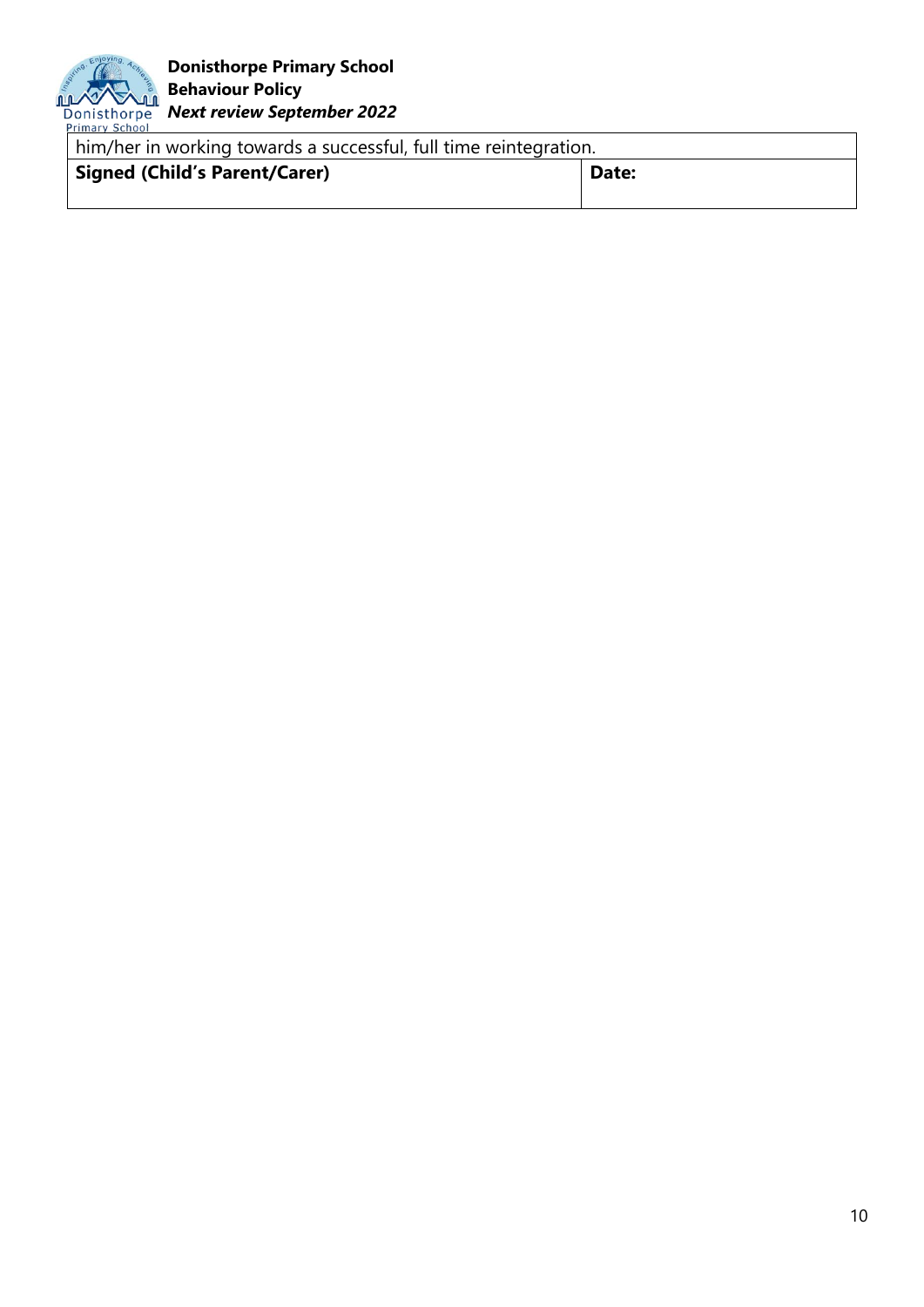| | |
|---|---|
| him/her in working towards a successful, full time reintegration. | |
| **Signed (Child's Parent/Carer)** | **Date:** |